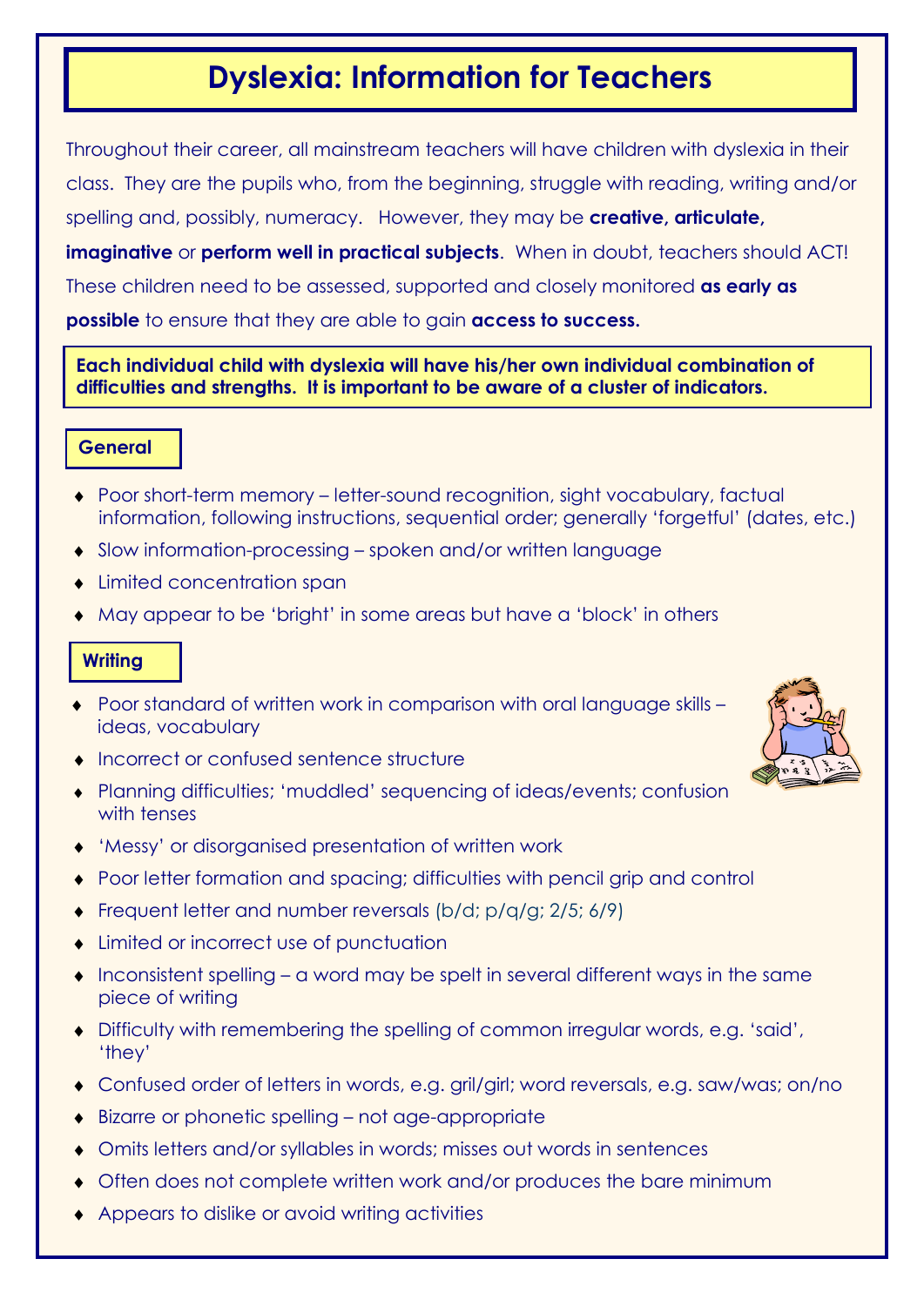# Dyslexia: Information for Teachers

Throughout their career, all mainstream teachers will have children with dyslexia in their class. They are the pupils who, from the beginning, struggle with reading, writing and/or spelling and, possibly, numeracy. However, they may be **creative, articulate, imaginative** or **perform well in practical subjects**. When in doubt, teachers should ACT! These children need to be assessed, supported and closely monitored **as early as possible** to ensure that they are able to gain **access to success.**

**Each individual child with dyslexia will have his/her own individual combination of difficulties and strengths. It is important to be aware of a cluster of indicators.**

## General

- Poor short-term memory – letter-sound recognition, sight vocabulary, factual information, following instructions, sequential order; generally 'forgetful' (dates, etc.)
- Slow information-processing – spoken and/or written language
- Limited concentration span
- May appear to be 'bright' in some areas but have a 'block' in others

## Writing

- Poor standard of written work in comparison with oral language skills – ideas, vocabulary
- Incorrect or confused sentence structure
- Planning difficulties; 'muddled' sequencing of ideas/events; confusion with tenses
- 'Messy' or disorganised presentation of written work
- Poor letter formation and spacing; difficulties with pencil grip and control
- Frequent letter and number reversals (b/d; p/q/g; 2/5; 6/9)
- Limited or incorrect use of punctuation
- Inconsistent spelling – a word may be spelt in several different ways in the same piece of writing
- Difficulty with remembering the spelling of common irregular words, e.g. 'said', 'they'
- Confused order of letters in words, e.g. gril/girl; word reversals, e.g. saw/was; on/no
- Bizarre or phonetic spelling – not age-appropriate
- Omits letters and/or syllables in words; misses out words in sentences
- Often does not complete written work and/or produces the bare minimum
- Appears to dislike or avoid writing activities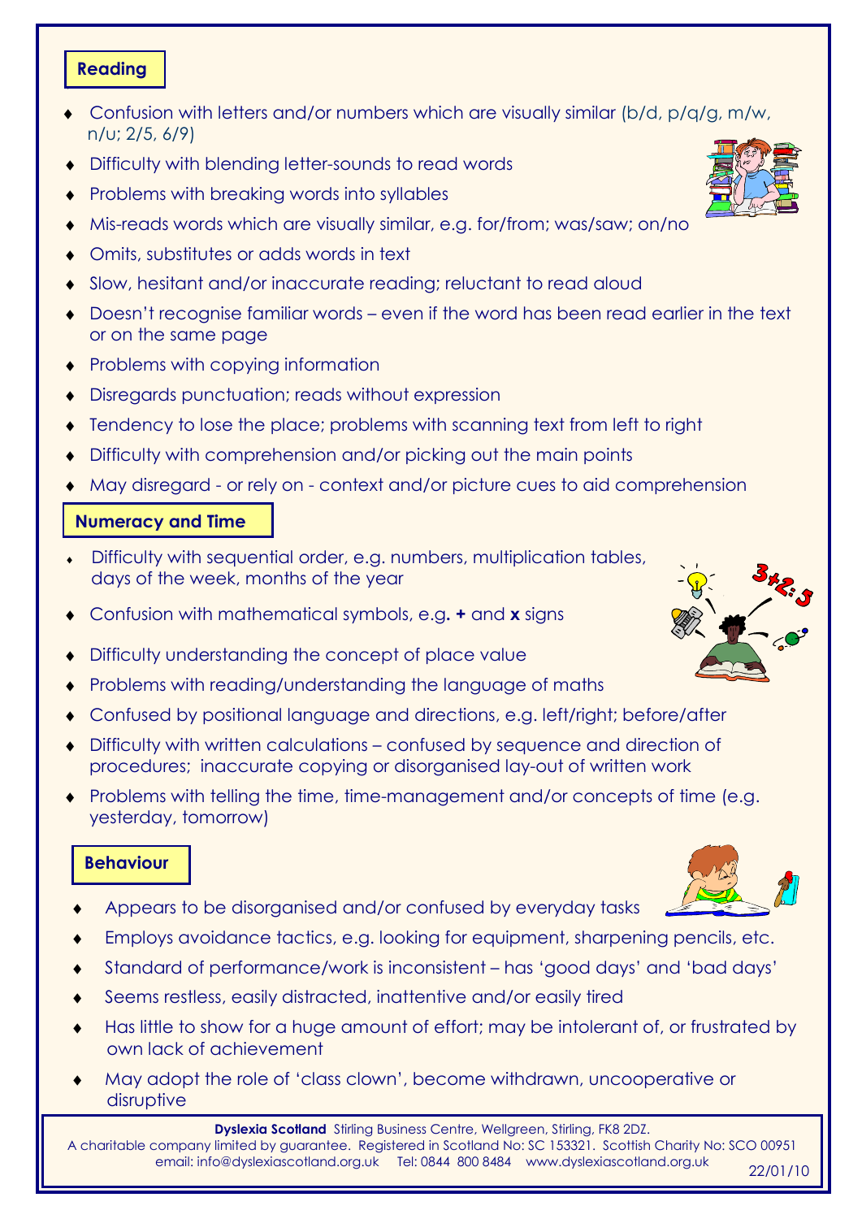## Reading

- Confusion with letters and/or numbers which are visually similar (b/d, p/q/g, m/w, n/u; 2/5, 6/9)
- Difficulty with blending letter-sounds to read words
- Problems with breaking words into syllables
- Mis-reads words which are visually similar, e.g. for/from; was/saw; on/no
- Omits, substitutes or adds words in text
- Slow, hesitant and/or inaccurate reading; reluctant to read aloud
- Doesn't recognise familiar words – even if the word has been read earlier in the text or on the same page
- Problems with copying information
- Disregards punctuation; reads without expression
- Tendency to lose the place; problems with scanning text from left to right
- Difficulty with comprehension and/or picking out the main points
- May disregard - or rely on - context and/or picture cues to aid comprehension

## Numeracy and Time

- Difficulty with sequential order, e.g. numbers, multiplication tables, days of the week, months of the year
- Confusion with mathematical symbols, e.g. **+** and **x** signs
- Difficulty understanding the concept of place value
- Problems with reading/understanding the language of maths
- Confused by positional language and directions, e.g. left/right; before/after
- Difficulty with written calculations – confused by sequence and direction of procedures; inaccurate copying or disorganised lay-out of written work
- Problems with telling the time, time-management and/or concepts of time (e.g. yesterday, tomorrow)

## Behaviour

- Appears to be disorganised and/or confused by everyday tasks
- Employs avoidance tactics, e.g. looking for equipment, sharpening pencils, etc.
- Standard of performance/work is inconsistent – has 'good days' and 'bad days'
- Seems restless, easily distracted, inattentive and/or easily tired
- Has little to show for a huge amount of effort; may be intolerant of, or frustrated by own lack of achievement
- May adopt the role of 'class clown', become withdrawn, uncooperative or disruptive

**Dyslexia Scotland** Stirling Business Centre, Wellgreen, Stirling, FK8 2DZ.
A charitable company limited by guarantee. Registered in Scotland No: SC 153321. Scottish Charity No: SCO 00951
email: info@dyslexiascotland.org.uk Tel: 0844 800 8484 www.dyslexiascotland.org.uk

22/01/10